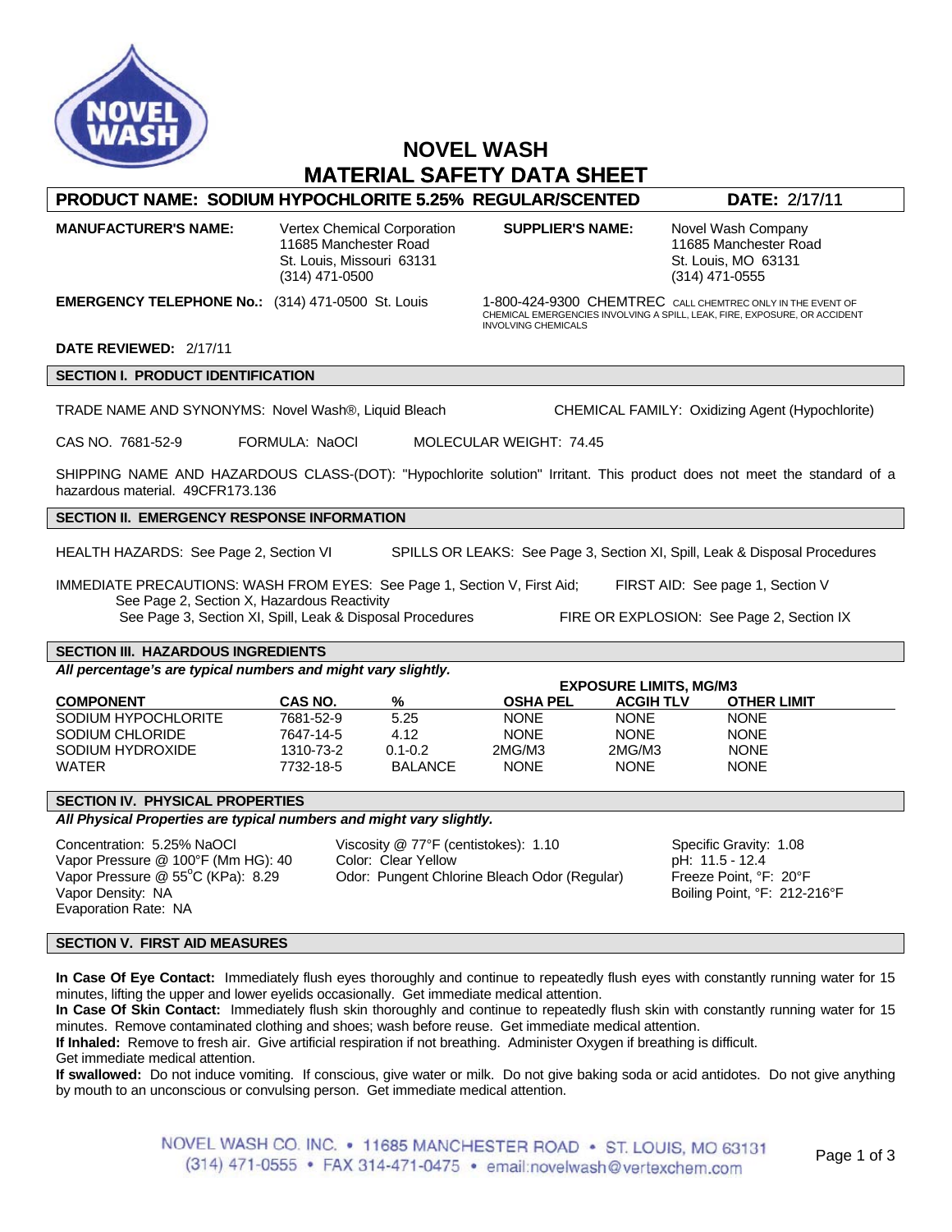# NOVEL WASH
# MATERIAL SAFETY DATA SHEET

**PRODUCT NAME: SODIUM HYPOCHLORITE 5.25% REGULAR/SCENTED** **DATE:** 2/17/11

**MANUFACTURER'S NAME:** Vertex Chemical Corporation
11685 Manchester Road
St. Louis, Missouri 63131
(314) 471-0500

**SUPPLIER'S NAME:** Novel Wash Company
11685 Manchester Road
St. Louis, MO 63131
(314) 471-0555

**EMERGENCY TELEPHONE No.:** (314) 471-0500 St. Louis

1-800-424-9300 CHEMTREC CALL CHEMTREC ONLY IN THE EVENT OF CHEMICAL EMERGENCIES INVOLVING A SPILL, LEAK, FIRE, EXPOSURE, OR ACCIDENT INVOLVING CHEMICALS

**DATE REVIEWED:** 2/17/11

## SECTION I. PRODUCT IDENTIFICATION

TRADE NAME AND SYNONYMS: Novel Wash®, Liquid Bleach

CHEMICAL FAMILY: Oxidizing Agent (Hypochlorite)

CAS NO. 7681-52-9 FORMULA: NaOCl MOLECULAR WEIGHT: 74.45

SHIPPING NAME AND HAZARDOUS CLASS-(DOT): "Hypochlorite solution" Irritant. This product does not meet the standard of a hazardous material. 49CFR173.136

## SECTION II. EMERGENCY RESPONSE INFORMATION

HEALTH HAZARDS: See Page 2, Section VI

SPILLS OR LEAKS: See Page 3, Section XI, Spill, Leak & Disposal Procedures

IMMEDIATE PRECAUTIONS: WASH FROM EYES: See Page 1, Section V, First Aid;
See Page 2, Section X, Hazardous Reactivity
See Page 3, Section XI, Spill, Leak & Disposal Procedures

FIRST AID: See page 1, Section V

FIRE OR EXPLOSION: See Page 2, Section IX

## SECTION III. HAZARDOUS INGREDIENTS

***All percentage's are typical numbers and might vary slightly.***

| | | | EXPOSURE LIMITS, MG/M3 | | |
|---|---|---|---|---|---|
| **COMPONENT** | **CAS NO.** | **%** | **OSHA PEL** | **ACGIH TLV** | **OTHER LIMIT** |
| SODIUM HYPOCHLORITE | 7681-52-9 | 5.25 | NONE | NONE | NONE |
| SODIUM CHLORIDE | 7647-14-5 | 4.12 | NONE | NONE | NONE |
| SODIUM HYDROXIDE | 1310-73-2 | 0.1-0.2 | 2MG/M3 | 2MG/M3 | NONE |
| WATER | 7732-18-5 | BALANCE | NONE | NONE | NONE |

## SECTION IV. PHYSICAL PROPERTIES

***All Physical Properties are typical numbers and might vary slightly.***

Concentration: 5.25% NaOCl
Vapor Pressure @ 100°F (Mm HG): 40
Vapor Pressure @ 55°C (KPa): 8.29
Vapor Density: NA
Evaporation Rate: NA

Viscosity @ 77°F (centistokes): 1.10
Color: Clear Yellow
Odor: Pungent Chlorine Bleach Odor (Regular)

Specific Gravity: 1.08
pH: 11.5 - 12.4
Freeze Point, °F: 20°F
Boiling Point, °F: 212-216°F

## SECTION V. FIRST AID MEASURES

**In Case Of Eye Contact:** Immediately flush eyes thoroughly and continue to repeatedly flush eyes with constantly running water for 15 minutes, lifting the upper and lower eyelids occasionally. Get immediate medical attention.
**In Case Of Skin Contact:** Immediately flush skin thoroughly and continue to repeatedly flush skin with constantly running water for 15 minutes. Remove contaminated clothing and shoes; wash before reuse. Get immediate medical attention.
**If Inhaled:** Remove to fresh air. Give artificial respiration if not breathing. Administer Oxygen if breathing is difficult.
Get immediate medical attention.
**If swallowed:** Do not induce vomiting. If conscious, give water or milk. Do not give baking soda or acid antidotes. Do not give anything by mouth to an unconscious or convulsing person. Get immediate medical attention.

NOVEL WASH CO. INC. • 11685 MANCHESTER ROAD • ST. LOUIS, MO 63131
(314) 471-0555 • FAX 314-471-0475 • email:novelwash@vertexchem.com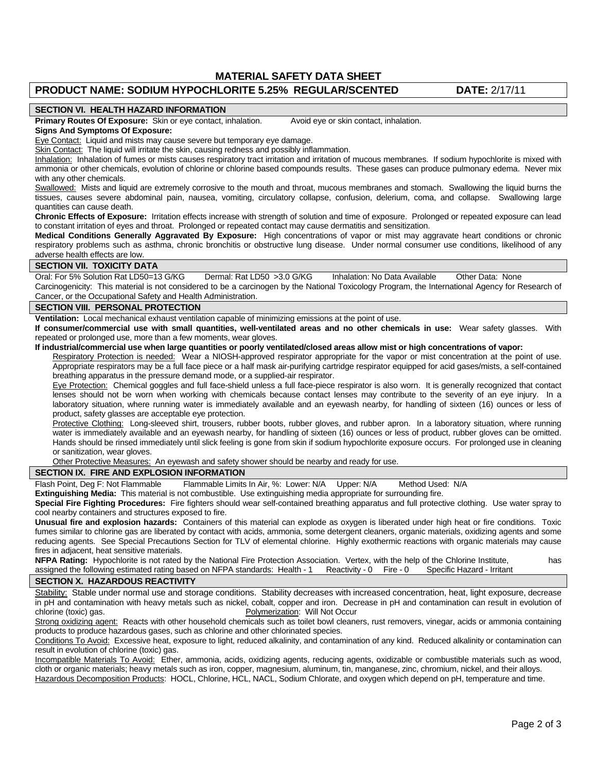# MATERIAL SAFETY DATA SHEET

**PRODUCT NAME: SODIUM HYPOCHLORITE 5.25% REGULAR/SCENTED** **DATE:** 2/17/11

## SECTION VI. HEALTH HAZARD INFORMATION

**Primary Routes Of Exposure:** Skin or eye contact, inhalation. Avoid eye or skin contact, inhalation.

**Signs And Symptoms Of Exposure:**

Eye Contact: Liquid and mists may cause severe but temporary eye damage.

Skin Contact: The liquid will irritate the skin, causing redness and possibly inflammation.

Inhalation: Inhalation of fumes or mists causes respiratory tract irritation and irritation of mucous membranes. If sodium hypochlorite is mixed with ammonia or other chemicals, evolution of chlorine or chlorine based compounds results. These gases can produce pulmonary edema. Never mix with any other chemicals.

Swallowed: Mists and liquid are extremely corrosive to the mouth and throat, mucous membranes and stomach. Swallowing the liquid burns the tissues, causes severe abdominal pain, nausea, vomiting, circulatory collapse, confusion, delerium, coma, and collapse. Swallowing large quantities can cause death.

**Chronic Effects of Exposure:** Irritation effects increase with strength of solution and time of exposure. Prolonged or repeated exposure can lead to constant irritation of eyes and throat. Prolonged or repeated contact may cause dermatitis and sensitization.

**Medical Conditions Generally Aggravated By Exposure:** High concentrations of vapor or mist may aggravate heart conditions or chronic respiratory problems such as asthma, chronic bronchitis or obstructive lung disease. Under normal consumer use conditions, likelihood of any adverse health effects are low.

## SECTION VII. TOXICITY DATA

Oral: For 5% Solution Rat LD50=13 G/KG Dermal: Rat LD50 >3.0 G/KG Inhalation: No Data Available Other Data: None

Carcinogenicity: This material is not considered to be a carcinogen by the National Toxicology Program, the International Agency for Research of Cancer, or the Occupational Safety and Health Administration.

## SECTION VIII. PERSONAL PROTECTION

**Ventilation:** Local mechanical exhaust ventilation capable of minimizing emissions at the point of use.

**If consumer/commercial use with small quantities, well-ventilated areas and no other chemicals in use:** Wear safety glasses. With repeated or prolonged use, more than a few moments, wear gloves.

**If industrial/commercial use when large quantities or poorly ventilated/closed areas allow mist or high concentrations of vapor:**

Respiratory Protection is needed: Wear a NIOSH-approved respirator appropriate for the vapor or mist concentration at the point of use. Appropriate respirators may be a full face piece or a half mask air-purifying cartridge respirator equipped for acid gases/mists, a self-contained breathing apparatus in the pressure demand mode, or a supplied-air respirator.

Eye Protection: Chemical goggles and full face-shield unless a full face-piece respirator is also worn. It is generally recognized that contact lenses should not be worn when working with chemicals because contact lenses may contribute to the severity of an eye injury. In a laboratory situation, where running water is immediately available and an eyewash nearby, for handling of sixteen (16) ounces or less of product, safety glasses are acceptable eye protection.

Protective Clothing: Long-sleeved shirt, trousers, rubber boots, rubber gloves, and rubber apron. In a laboratory situation, where running water is immediately available and an eyewash nearby, for handling of sixteen (16) ounces or less of product, rubber gloves can be omitted. Hands should be rinsed immediately until slick feeling is gone from skin if sodium hypochlorite exposure occurs. For prolonged use in cleaning or sanitization, wear gloves.

Other Protective Measures: An eyewash and safety shower should be nearby and ready for use.

## SECTION IX. FIRE AND EXPLOSION INFORMATION

Flash Point, Deg F: Not Flammable Flammable Limits In Air, %: Lower: N/A Upper: N/A Method Used: N/A

**Extinguishing Media:** This material is not combustible. Use extinguishing media appropriate for surrounding fire.

**Special Fire Fighting Procedures:** Fire fighters should wear self-contained breathing apparatus and full protective clothing. Use water spray to cool nearby containers and structures exposed to fire.

**Unusual fire and explosion hazards:** Containers of this material can explode as oxygen is liberated under high heat or fire conditions. Toxic fumes similar to chlorine gas are liberated by contact with acids, ammonia, some detergent cleaners, organic materials, oxidizing agents and some reducing agents. See Special Precautions Section for TLV of elemental chlorine. Highly exothermic reactions with organic materials may cause fires in adjacent, heat sensitive materials.

**NFPA Rating:** Hypochlorite is not rated by the National Fire Protection Association. Vertex, with the help of the Chlorine Institute, has assigned the following estimated rating based on NFPA standards: Health - 1 Reactivity - 0 Fire - 0 Specific Hazard - Irritant

## SECTION X. HAZARDOUS REACTIVITY

Stability: Stable under normal use and storage conditions. Stability decreases with increased concentration, heat, light exposure, decrease in pH and contamination with heavy metals such as nickel, cobalt, copper and iron. Decrease in pH and contamination can result in evolution of chlorine (toxic) gas. Polymerization: Will Not Occur

Strong oxidizing agent: Reacts with other household chemicals such as toilet bowl cleaners, rust removers, vinegar, acids or ammonia containing products to produce hazardous gases, such as chlorine and other chlorinated species.

Conditions To Avoid: Excessive heat, exposure to light, reduced alkalinity, and contamination of any kind. Reduced alkalinity or contamination can result in evolution of chlorine (toxic) gas.

Incompatible Materials To Avoid: Ether, ammonia, acids, oxidizing agents, reducing agents, oxidizable or combustible materials such as wood, cloth or organic materials; heavy metals such as iron, copper, magnesium, aluminum, tin, manganese, zinc, chromium, nickel, and their alloys.

Hazardous Decomposition Products: HOCL, Chlorine, HCL, NACL, Sodium Chlorate, and oxygen which depend on pH, temperature and time.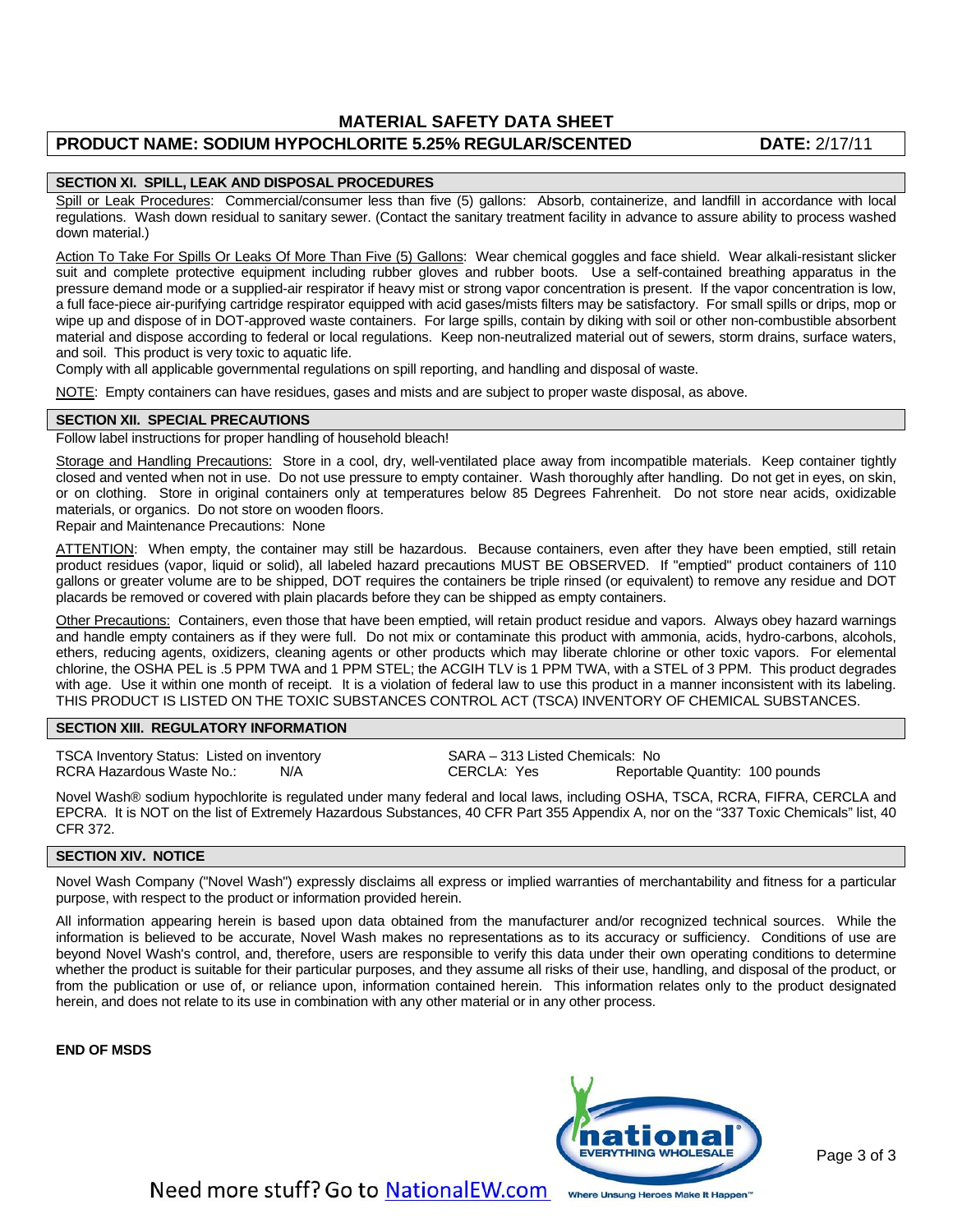# MATERIAL SAFETY DATA SHEET

## PRODUCT NAME: SODIUM HYPOCHLORITE 5.25% REGULAR/SCENTED — DATE: 2/17/11

### SECTION XI. SPILL, LEAK AND DISPOSAL PROCEDURES

Spill or Leak Procedures: Commercial/consumer less than five (5) gallons: Absorb, containerize, and landfill in accordance with local regulations. Wash down residual to sanitary sewer. (Contact the sanitary treatment facility in advance to assure ability to process washed down material.)

Action To Take For Spills Or Leaks Of More Than Five (5) Gallons: Wear chemical goggles and face shield. Wear alkali-resistant slicker suit and complete protective equipment including rubber gloves and rubber boots. Use a self-contained breathing apparatus in the pressure demand mode or a supplied-air respirator if heavy mist or strong vapor concentration is present. If the vapor concentration is low, a full face-piece air-purifying cartridge respirator equipped with acid gases/mists filters may be satisfactory. For small spills or drips, mop or wipe up and dispose of in DOT-approved waste containers. For large spills, contain by diking with soil or other non-combustible absorbent material and dispose according to federal or local regulations. Keep non-neutralized material out of sewers, storm drains, surface waters, and soil. This product is very toxic to aquatic life.

Comply with all applicable governmental regulations on spill reporting, and handling and disposal of waste.

NOTE: Empty containers can have residues, gases and mists and are subject to proper waste disposal, as above.

### SECTION XII. SPECIAL PRECAUTIONS

Follow label instructions for proper handling of household bleach!

Storage and Handling Precautions: Store in a cool, dry, well-ventilated place away from incompatible materials. Keep container tightly closed and vented when not in use. Do not use pressure to empty container. Wash thoroughly after handling. Do not get in eyes, on skin, or on clothing. Store in original containers only at temperatures below 85 Degrees Fahrenheit. Do not store near acids, oxidizable materials, or organics. Do not store on wooden floors.

Repair and Maintenance Precautions: None

ATTENTION: When empty, the container may still be hazardous. Because containers, even after they have been emptied, still retain product residues (vapor, liquid or solid), all labeled hazard precautions MUST BE OBSERVED. If "emptied" product containers of 110 gallons or greater volume are to be shipped, DOT requires the containers be triple rinsed (or equivalent) to remove any residue and DOT placards be removed or covered with plain placards before they can be shipped as empty containers.

Other Precautions: Containers, even those that have been emptied, will retain product residue and vapors. Always obey hazard warnings and handle empty containers as if they were full. Do not mix or contaminate this product with ammonia, acids, hydro-carbons, alcohols, ethers, reducing agents, oxidizers, cleaning agents or other products which may liberate chlorine or other toxic vapors. For elemental chlorine, the OSHA PEL is .5 PPM TWA and 1 PPM STEL; the ACGIH TLV is 1 PPM TWA, with a STEL of 3 PPM. This product degrades with age. Use it within one month of receipt. It is a violation of federal law to use this product in a manner inconsistent with its labeling. THIS PRODUCT IS LISTED ON THE TOXIC SUBSTANCES CONTROL ACT (TSCA) INVENTORY OF CHEMICAL SUBSTANCES.

### SECTION XIII. REGULATORY INFORMATION

| | | | |
|---|---|---|---|
| TSCA Inventory Status: Listed on inventory | | SARA – 313 Listed Chemicals: No | |
| RCRA Hazardous Waste No.: | N/A | CERCLA: Yes | Reportable Quantity: 100 pounds |

Novel Wash® sodium hypochlorite is regulated under many federal and local laws, including OSHA, TSCA, RCRA, FIFRA, CERCLA and EPCRA. It is NOT on the list of Extremely Hazardous Substances, 40 CFR Part 355 Appendix A, nor on the "337 Toxic Chemicals" list, 40 CFR 372.

### SECTION XIV. NOTICE

Novel Wash Company ("Novel Wash") expressly disclaims all express or implied warranties of merchantability and fitness for a particular purpose, with respect to the product or information provided herein.

All information appearing herein is based upon data obtained from the manufacturer and/or recognized technical sources. While the information is believed to be accurate, Novel Wash makes no representations as to its accuracy or sufficiency. Conditions of use are beyond Novel Wash's control, and, therefore, users are responsible to verify this data under their own operating conditions to determine whether the product is suitable for their particular purposes, and they assume all risks of their use, handling, and disposal of the product, or from the publication or use of, or reliance upon, information contained herein. This information relates only to the product designated herein, and does not relate to its use in combination with any other material or in any other process.

**END OF MSDS**

Need more stuff? Go to NationalEW.com

national EVERYTHING WHOLESALE — Where Unsung Heroes Make It Happen™